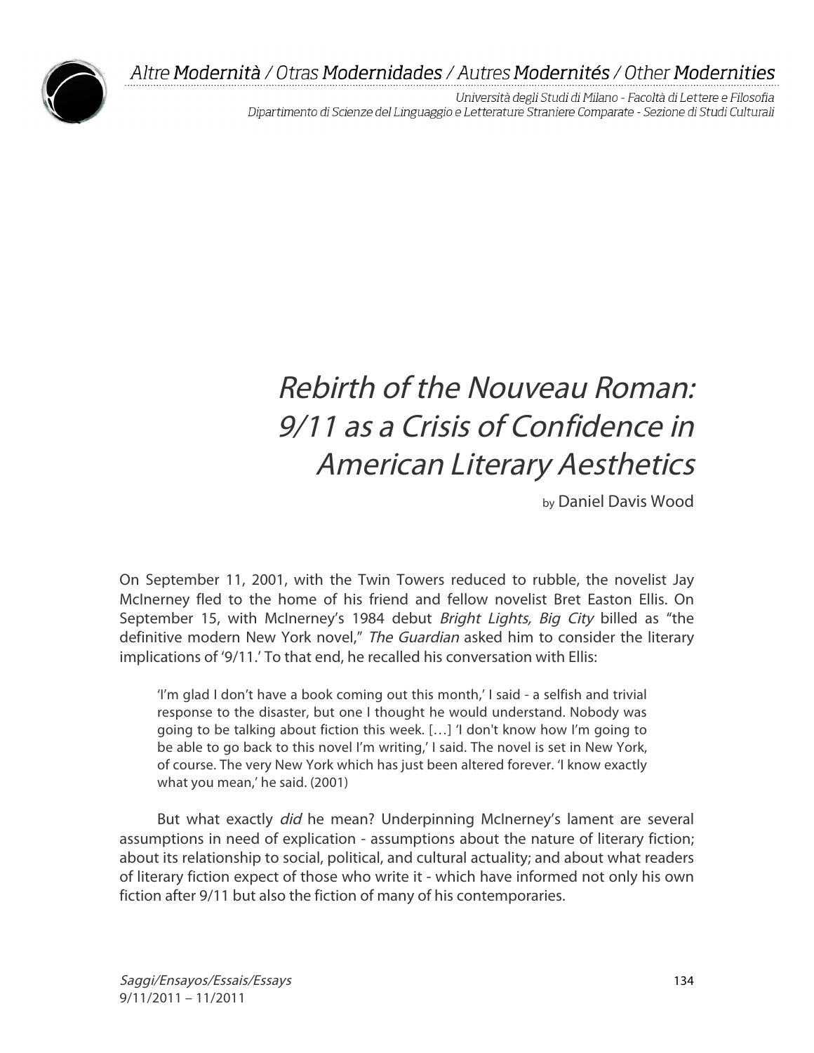# *Rebirth of the Nouveau Roman: 9/11 as a Crisis of Confidence in American Literary Aesthetics*

by Daniel Davis Wood

On September 11, 2001, with the Twin Towers reduced to rubble, the novelist Jay McInerney fled to the home of his friend and fellow novelist Bret Easton Ellis. On September 15, with McInerney's 1984 debut *Bright Lights, Big City* billed as "the definitive modern New York novel," *The Guardian* asked him to consider the literary implications of '9/11.' To that end, he recalled his conversation with Ellis:

> 'I'm glad I don't have a book coming out this month,' I said - a selfish and trivial response to the disaster, but one I thought he would understand. Nobody was going to be talking about fiction this week. […] 'I don't know how I'm going to be able to go back to this novel I'm writing,' I said. The novel is set in New York, of course. The very New York which has just been altered forever. 'I know exactly what you mean,' he said. (2001)

But what exactly *did* he mean? Underpinning McInerney's lament are several assumptions in need of explication - assumptions about the nature of literary fiction; about its relationship to social, political, and cultural actuality; and about what readers of literary fiction expect of those who write it - which have informed not only his own fiction after 9/11 but also the fiction of many of his contemporaries.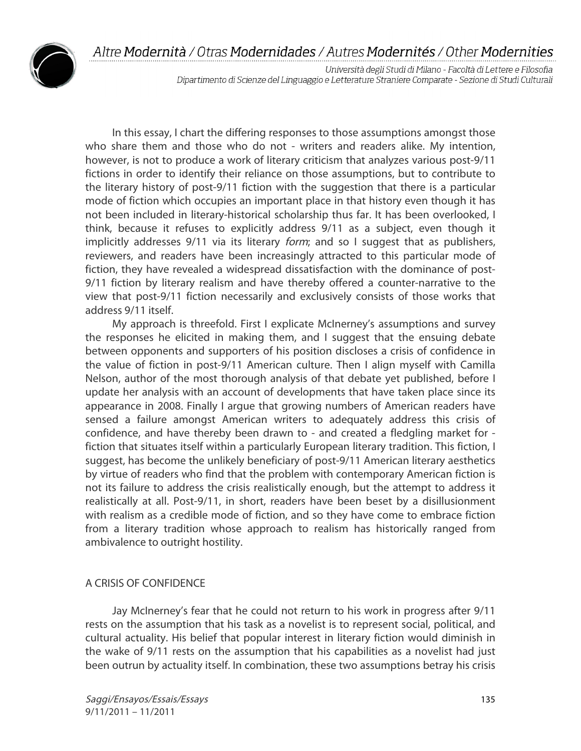In this essay, I chart the differing responses to those assumptions amongst those who share them and those who do not - writers and readers alike. My intention, however, is not to produce a work of literary criticism that analyzes various post-9/11 fictions in order to identify their reliance on those assumptions, but to contribute to the literary history of post-9/11 fiction with the suggestion that there is a particular mode of fiction which occupies an important place in that history even though it has not been included in literary-historical scholarship thus far. It has been overlooked, I think, because it refuses to explicitly address 9/11 as a subject, even though it implicitly addresses 9/11 via its literary *form*; and so I suggest that as publishers, reviewers, and readers have been increasingly attracted to this particular mode of fiction, they have revealed a widespread dissatisfaction with the dominance of post-9/11 fiction by literary realism and have thereby offered a counter-narrative to the view that post-9/11 fiction necessarily and exclusively consists of those works that address 9/11 itself.

My approach is threefold. First I explicate McInerney's assumptions and survey the responses he elicited in making them, and I suggest that the ensuing debate between opponents and supporters of his position discloses a crisis of confidence in the value of fiction in post-9/11 American culture. Then I align myself with Camilla Nelson, author of the most thorough analysis of that debate yet published, before I update her analysis with an account of developments that have taken place since its appearance in 2008. Finally I argue that growing numbers of American readers have sensed a failure amongst American writers to adequately address this crisis of confidence, and have thereby been drawn to - and created a fledgling market for - fiction that situates itself within a particularly European literary tradition. This fiction, I suggest, has become the unlikely beneficiary of post-9/11 American literary aesthetics by virtue of readers who find that the problem with contemporary American fiction is not its failure to address the crisis realistically enough, but the attempt to address it realistically at all. Post-9/11, in short, readers have been beset by a disillusionment with realism as a credible mode of fiction, and so they have come to embrace fiction from a literary tradition whose approach to realism has historically ranged from ambivalence to outright hostility.

## A CRISIS OF CONFIDENCE

Jay McInerney's fear that he could not return to his work in progress after 9/11 rests on the assumption that his task as a novelist is to represent social, political, and cultural actuality. His belief that popular interest in literary fiction would diminish in the wake of 9/11 rests on the assumption that his capabilities as a novelist had just been outrun by actuality itself. In combination, these two assumptions betray his crisis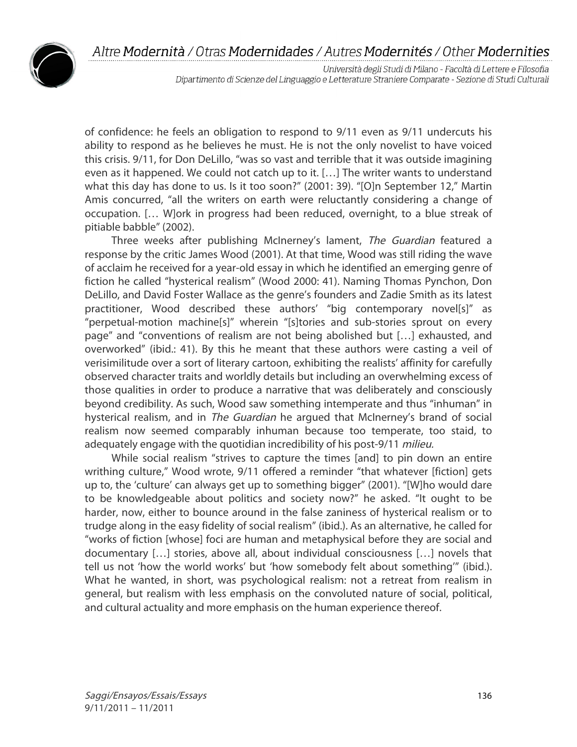of confidence: he feels an obligation to respond to 9/11 even as 9/11 undercuts his ability to respond as he believes he must. He is not the only novelist to have voiced this crisis. 9/11, for Don DeLillo, "was so vast and terrible that it was outside imagining even as it happened. We could not catch up to it. […] The writer wants to understand what this day has done to us. Is it too soon?" (2001: 39). "[O]n September 12," Martin Amis concurred, "all the writers on earth were reluctantly considering a change of occupation. [… W]ork in progress had been reduced, overnight, to a blue streak of pitiable babble" (2002).

Three weeks after publishing McInerney's lament, *The Guardian* featured a response by the critic James Wood (2001). At that time, Wood was still riding the wave of acclaim he received for a year-old essay in which he identified an emerging genre of fiction he called "hysterical realism" (Wood 2000: 41). Naming Thomas Pynchon, Don DeLillo, and David Foster Wallace as the genre's founders and Zadie Smith as its latest practitioner, Wood described these authors' "big contemporary novel[s]" as "perpetual-motion machine[s]" wherein "[s]tories and sub-stories sprout on every page" and "conventions of realism are not being abolished but […] exhausted, and overworked" (ibid.: 41). By this he meant that these authors were casting a veil of verisimilitude over a sort of literary cartoon, exhibiting the realists' affinity for carefully observed character traits and worldly details but including an overwhelming excess of those qualities in order to produce a narrative that was deliberately and consciously beyond credibility. As such, Wood saw something intemperate and thus "inhuman" in hysterical realism, and in *The Guardian* he argued that McInerney's brand of social realism now seemed comparably inhuman because too temperate, too staid, to adequately engage with the quotidian incredibility of his post-9/11 *milieu.*

While social realism "strives to capture the times [and] to pin down an entire writhing culture," Wood wrote, 9/11 offered a reminder "that whatever [fiction] gets up to, the 'culture' can always get up to something bigger" (2001). "[W]ho would dare to be knowledgeable about politics and society now?" he asked. "It ought to be harder, now, either to bounce around in the false zaniness of hysterical realism or to trudge along in the easy fidelity of social realism" (ibid.). As an alternative, he called for "works of fiction [whose] foci are human and metaphysical before they are social and documentary […] stories, above all, about individual consciousness […] novels that tell us not 'how the world works' but 'how somebody felt about something'" (ibid.). What he wanted, in short, was psychological realism: not a retreat from realism in general, but realism with less emphasis on the convoluted nature of social, political, and cultural actuality and more emphasis on the human experience thereof.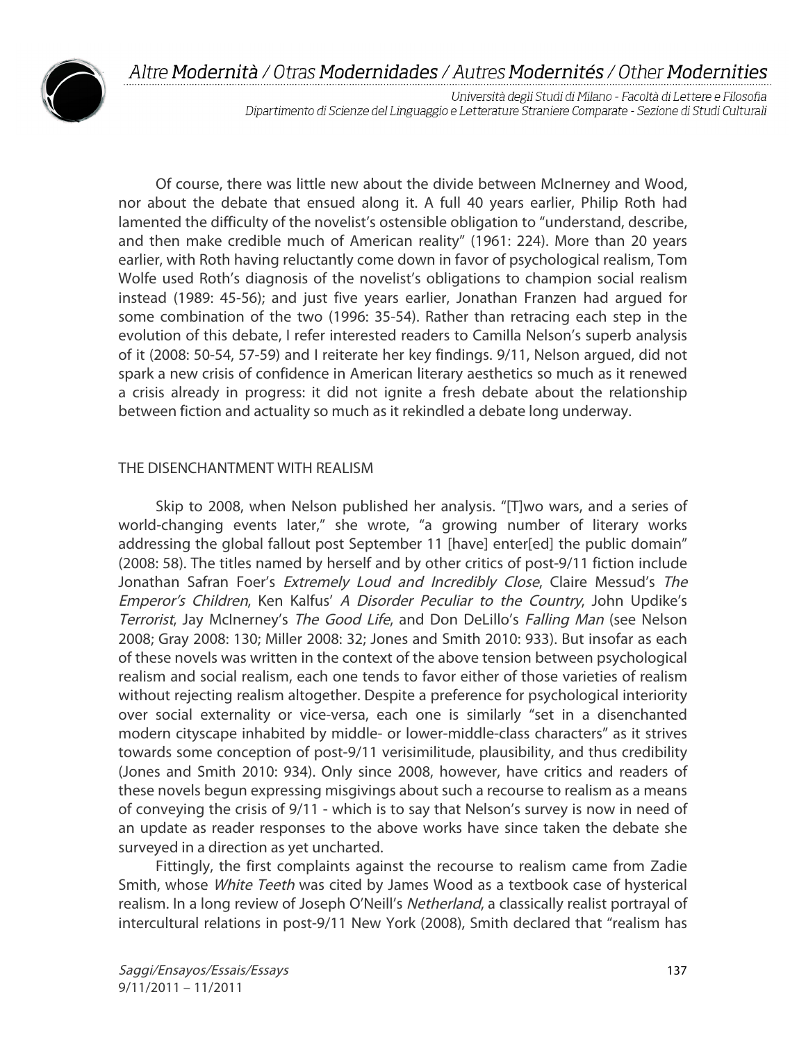Of course, there was little new about the divide between McInerney and Wood, nor about the debate that ensued along it. A full 40 years earlier, Philip Roth had lamented the difficulty of the novelist's ostensible obligation to "understand, describe, and then make credible much of American reality" (1961: 224). More than 20 years earlier, with Roth having reluctantly come down in favor of psychological realism, Tom Wolfe used Roth's diagnosis of the novelist's obligations to champion social realism instead (1989: 45-56); and just five years earlier, Jonathan Franzen had argued for some combination of the two (1996: 35-54). Rather than retracing each step in the evolution of this debate, I refer interested readers to Camilla Nelson's superb analysis of it (2008: 50-54, 57-59) and I reiterate her key findings. 9/11, Nelson argued, did not spark a new crisis of confidence in American literary aesthetics so much as it renewed a crisis already in progress: it did not ignite a fresh debate about the relationship between fiction and actuality so much as it rekindled a debate long underway.

## THE DISENCHANTMENT WITH REALISM

Skip to 2008, when Nelson published her analysis. "[T]wo wars, and a series of world-changing events later," she wrote, "a growing number of literary works addressing the global fallout post September 11 [have] enter[ed] the public domain" (2008: 58). The titles named by herself and by other critics of post-9/11 fiction include Jonathan Safran Foer's *Extremely Loud and Incredibly Close*, Claire Messud's *The Emperor's Children*, Ken Kalfus' *A Disorder Peculiar to the Country*, John Updike's *Terrorist*, Jay McInerney's *The Good Life*, and Don DeLillo's *Falling Man* (see Nelson 2008; Gray 2008: 130; Miller 2008: 32; Jones and Smith 2010: 933). But insofar as each of these novels was written in the context of the above tension between psychological realism and social realism, each one tends to favor either of those varieties of realism without rejecting realism altogether. Despite a preference for psychological interiority over social externality or vice-versa, each one is similarly "set in a disenchanted modern cityscape inhabited by middle- or lower-middle-class characters" as it strives towards some conception of post-9/11 verisimilitude, plausibility, and thus credibility (Jones and Smith 2010: 934). Only since 2008, however, have critics and readers of these novels begun expressing misgivings about such a recourse to realism as a means of conveying the crisis of 9/11 - which is to say that Nelson's survey is now in need of an update as reader responses to the above works have since taken the debate she surveyed in a direction as yet uncharted.

Fittingly, the first complaints against the recourse to realism came from Zadie Smith, whose *White Teeth* was cited by James Wood as a textbook case of hysterical realism. In a long review of Joseph O'Neill's *Netherland*, a classically realist portrayal of intercultural relations in post-9/11 New York (2008), Smith declared that "realism has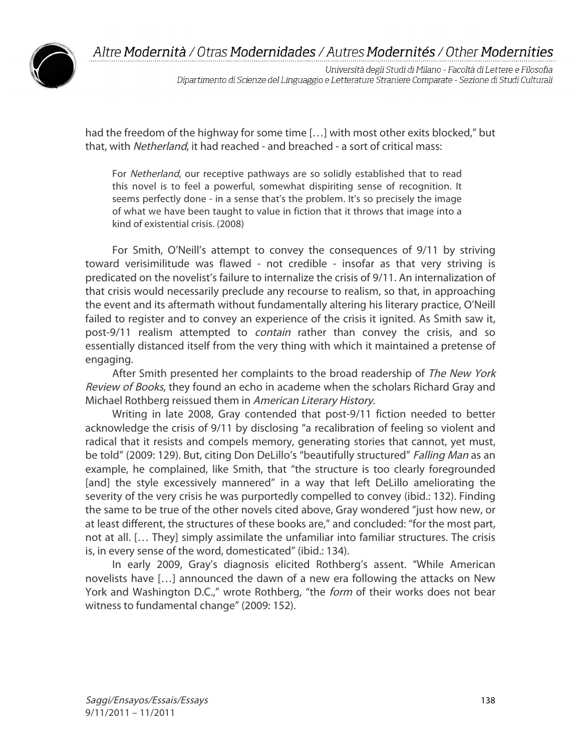had the freedom of the highway for some time […] with most other exits blocked," but that, with *Netherland*, it had reached - and breached - a sort of critical mass:

> For *Netherland*, our receptive pathways are so solidly established that to read this novel is to feel a powerful, somewhat dispiriting sense of recognition. It seems perfectly done - in a sense that's the problem. It's so precisely the image of what we have been taught to value in fiction that it throws that image into a kind of existential crisis. (2008)

For Smith, O'Neill's attempt to convey the consequences of 9/11 by striving toward verisimilitude was flawed - not credible - insofar as that very striving is predicated on the novelist's failure to internalize the crisis of 9/11. An internalization of that crisis would necessarily preclude any recourse to realism, so that, in approaching the event and its aftermath without fundamentally altering his literary practice, O'Neill failed to register and to convey an experience of the crisis it ignited. As Smith saw it, post-9/11 realism attempted to *contain* rather than convey the crisis, and so essentially distanced itself from the very thing with which it maintained a pretense of engaging.

After Smith presented her complaints to the broad readership of *The New York Review of Books*, they found an echo in academe when the scholars Richard Gray and Michael Rothberg reissued them in *American Literary History*.

Writing in late 2008, Gray contended that post-9/11 fiction needed to better acknowledge the crisis of 9/11 by disclosing "a recalibration of feeling so violent and radical that it resists and compels memory, generating stories that cannot, yet must, be told" (2009: 129). But, citing Don DeLillo's "beautifully structured" *Falling Man* as an example, he complained, like Smith, that "the structure is too clearly foregrounded [and] the style excessively mannered" in a way that left DeLillo ameliorating the severity of the very crisis he was purportedly compelled to convey (ibid.: 132). Finding the same to be true of the other novels cited above, Gray wondered "just how new, or at least different, the structures of these books are," and concluded: "for the most part, not at all. [… They] simply assimilate the unfamiliar into familiar structures. The crisis is, in every sense of the word, domesticated" (ibid.: 134).

In early 2009, Gray's diagnosis elicited Rothberg's assent. "While American novelists have […] announced the dawn of a new era following the attacks on New York and Washington D.C.," wrote Rothberg, "the *form* of their works does not bear witness to fundamental change" (2009: 152).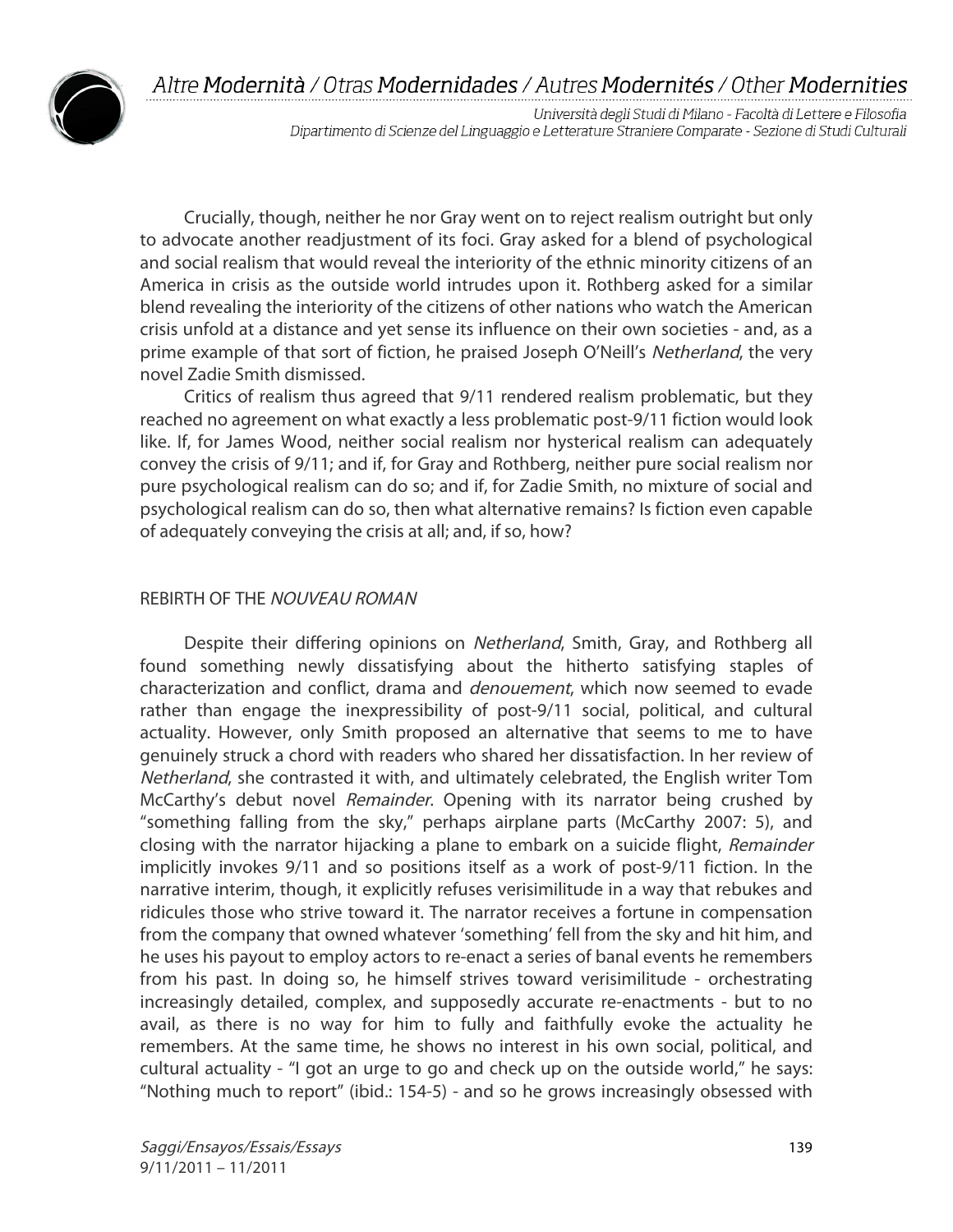Crucially, though, neither he nor Gray went on to reject realism outright but only to advocate another readjustment of its foci. Gray asked for a blend of psychological and social realism that would reveal the interiority of the ethnic minority citizens of an America in crisis as the outside world intrudes upon it. Rothberg asked for a similar blend revealing the interiority of the citizens of other nations who watch the American crisis unfold at a distance and yet sense its influence on their own societies - and, as a prime example of that sort of fiction, he praised Joseph O'Neill's *Netherland*, the very novel Zadie Smith dismissed.

Critics of realism thus agreed that 9/11 rendered realism problematic, but they reached no agreement on what exactly a less problematic post-9/11 fiction would look like. If, for James Wood, neither social realism nor hysterical realism can adequately convey the crisis of 9/11; and if, for Gray and Rothberg, neither pure social realism nor pure psychological realism can do so; and if, for Zadie Smith, no mixture of social and psychological realism can do so, then what alternative remains? Is fiction even capable of adequately conveying the crisis at all; and, if so, how?

## REBIRTH OF THE *NOUVEAU ROMAN*

Despite their differing opinions on *Netherland*, Smith, Gray, and Rothberg all found something newly dissatisfying about the hitherto satisfying staples of characterization and conflict, drama and *denouement*, which now seemed to evade rather than engage the inexpressibility of post-9/11 social, political, and cultural actuality. However, only Smith proposed an alternative that seems to me to have genuinely struck a chord with readers who shared her dissatisfaction. In her review of *Netherland*, she contrasted it with, and ultimately celebrated, the English writer Tom McCarthy's debut novel *Remainder*. Opening with its narrator being crushed by "something falling from the sky," perhaps airplane parts (McCarthy 2007: 5), and closing with the narrator hijacking a plane to embark on a suicide flight, *Remainder* implicitly invokes 9/11 and so positions itself as a work of post-9/11 fiction. In the narrative interim, though, it explicitly refuses verisimilitude in a way that rebukes and ridicules those who strive toward it. The narrator receives a fortune in compensation from the company that owned whatever 'something' fell from the sky and hit him, and he uses his payout to employ actors to re-enact a series of banal events he remembers from his past. In doing so, he himself strives toward verisimilitude - orchestrating increasingly detailed, complex, and supposedly accurate re-enactments - but to no avail, as there is no way for him to fully and faithfully evoke the actuality he remembers. At the same time, he shows no interest in his own social, political, and cultural actuality - "I got an urge to go and check up on the outside world," he says: "Nothing much to report" (ibid.: 154-5) - and so he grows increasingly obsessed with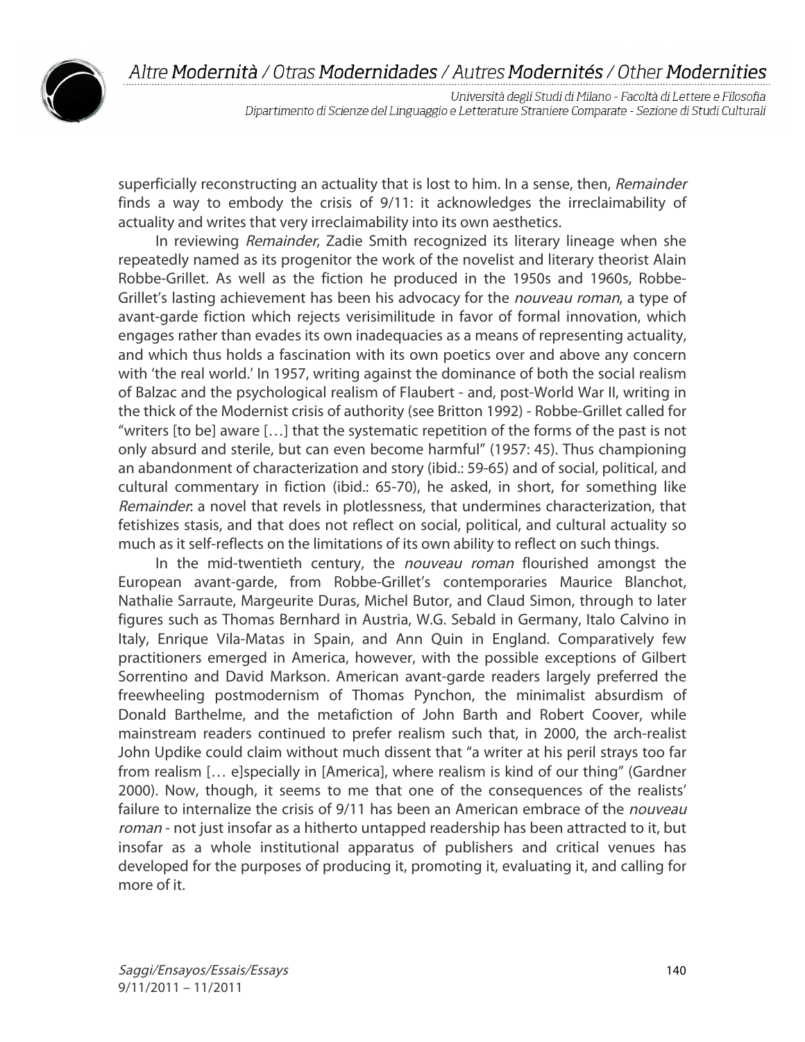superficially reconstructing an actuality that is lost to him. In a sense, then, *Remainder* finds a way to embody the crisis of 9/11: it acknowledges the irreclaimability of actuality and writes that very irreclaimability into its own aesthetics.

In reviewing *Remainder*, Zadie Smith recognized its literary lineage when she repeatedly named as its progenitor the work of the novelist and literary theorist Alain Robbe-Grillet. As well as the fiction he produced in the 1950s and 1960s, Robbe-Grillet's lasting achievement has been his advocacy for the *nouveau roman*, a type of avant-garde fiction which rejects verisimilitude in favor of formal innovation, which engages rather than evades its own inadequacies as a means of representing actuality, and which thus holds a fascination with its own poetics over and above any concern with 'the real world.' In 1957, writing against the dominance of both the social realism of Balzac and the psychological realism of Flaubert - and, post-World War II, writing in the thick of the Modernist crisis of authority (see Britton 1992) - Robbe-Grillet called for "writers [to be] aware […] that the systematic repetition of the forms of the past is not only absurd and sterile, but can even become harmful" (1957: 45). Thus championing an abandonment of characterization and story (ibid.: 59-65) and of social, political, and cultural commentary in fiction (ibid.: 65-70), he asked, in short, for something like *Remainder*: a novel that revels in plotlessness, that undermines characterization, that fetishizes stasis, and that does not reflect on social, political, and cultural actuality so much as it self-reflects on the limitations of its own ability to reflect on such things.

In the mid-twentieth century, the *nouveau roman* flourished amongst the European avant-garde, from Robbe-Grillet's contemporaries Maurice Blanchot, Nathalie Sarraute, Margeurite Duras, Michel Butor, and Claud Simon, through to later figures such as Thomas Bernhard in Austria, W.G. Sebald in Germany, Italo Calvino in Italy, Enrique Vila-Matas in Spain, and Ann Quin in England. Comparatively few practitioners emerged in America, however, with the possible exceptions of Gilbert Sorrentino and David Markson. American avant-garde readers largely preferred the freewheeling postmodernism of Thomas Pynchon, the minimalist absurdism of Donald Barthelme, and the metafiction of John Barth and Robert Coover, while mainstream readers continued to prefer realism such that, in 2000, the arch-realist John Updike could claim without much dissent that "a writer at his peril strays too far from realism [… e]specially in [America], where realism is kind of our thing" (Gardner 2000). Now, though, it seems to me that one of the consequences of the realists' failure to internalize the crisis of 9/11 has been an American embrace of the *nouveau roman* - not just insofar as a hitherto untapped readership has been attracted to it, but insofar as a whole institutional apparatus of publishers and critical venues has developed for the purposes of producing it, promoting it, evaluating it, and calling for more of it.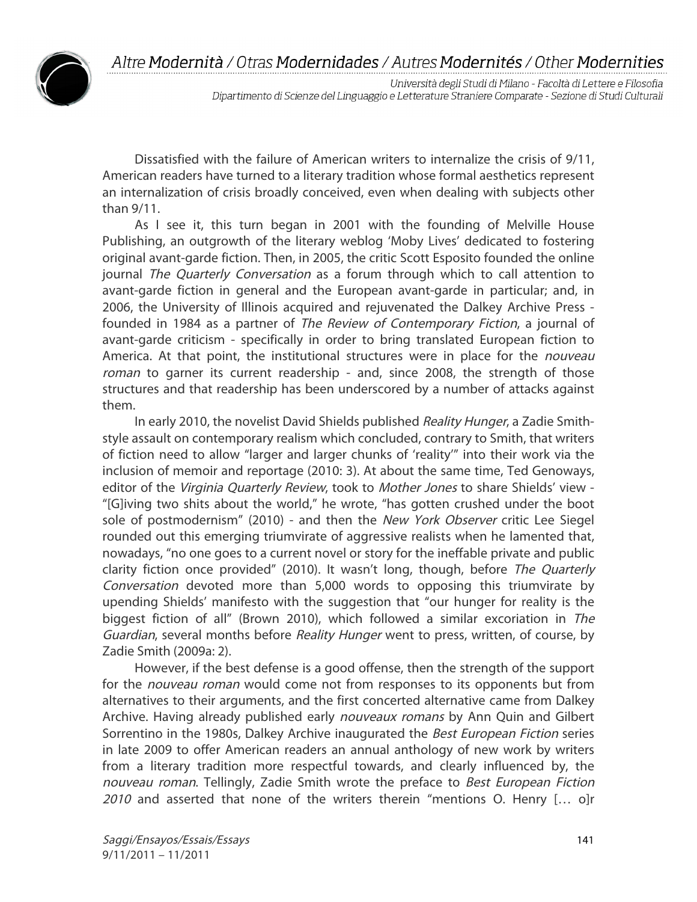Dissatisfied with the failure of American writers to internalize the crisis of 9/11, American readers have turned to a literary tradition whose formal aesthetics represent an internalization of crisis broadly conceived, even when dealing with subjects other than 9/11.

As I see it, this turn began in 2001 with the founding of Melville House Publishing, an outgrowth of the literary weblog 'Moby Lives' dedicated to fostering original avant-garde fiction. Then, in 2005, the critic Scott Esposito founded the online journal *The Quarterly Conversation* as a forum through which to call attention to avant-garde fiction in general and the European avant-garde in particular; and, in 2006, the University of Illinois acquired and rejuvenated the Dalkey Archive Press - founded in 1984 as a partner of *The Review of Contemporary Fiction*, a journal of avant-garde criticism - specifically in order to bring translated European fiction to America. At that point, the institutional structures were in place for the *nouveau roman* to garner its current readership - and, since 2008, the strength of those structures and that readership has been underscored by a number of attacks against them.

In early 2010, the novelist David Shields published *Reality Hunger*, a Zadie Smith-style assault on contemporary realism which concluded, contrary to Smith, that writers of fiction need to allow "larger and larger chunks of 'reality'" into their work via the inclusion of memoir and reportage (2010: 3). At about the same time, Ted Genoways, editor of the *Virginia Quarterly Review*, took to *Mother Jones* to share Shields' view - "[G]iving two shits about the world," he wrote, "has gotten crushed under the boot sole of postmodernism" (2010) - and then the *New York Observer* critic Lee Siegel rounded out this emerging triumvirate of aggressive realists when he lamented that, nowadays, "no one goes to a current novel or story for the ineffable private and public clarity fiction once provided" (2010). It wasn't long, though, before *The Quarterly Conversation* devoted more than 5,000 words to opposing this triumvirate by upending Shields' manifesto with the suggestion that "our hunger for reality is the biggest fiction of all" (Brown 2010), which followed a similar excoriation in *The Guardian*, several months before *Reality Hunger* went to press, written, of course, by Zadie Smith (2009a: 2).

However, if the best defense is a good offense, then the strength of the support for the *nouveau roman* would come not from responses to its opponents but from alternatives to their arguments, and the first concerted alternative came from Dalkey Archive. Having already published early *nouveaux romans* by Ann Quin and Gilbert Sorrentino in the 1980s, Dalkey Archive inaugurated the *Best European Fiction* series in late 2009 to offer American readers an annual anthology of new work by writers from a literary tradition more respectful towards, and clearly influenced by, the *nouveau roman*. Tellingly, Zadie Smith wrote the preface to *Best European Fiction 2010* and asserted that none of the writers therein "mentions O. Henry [… o]r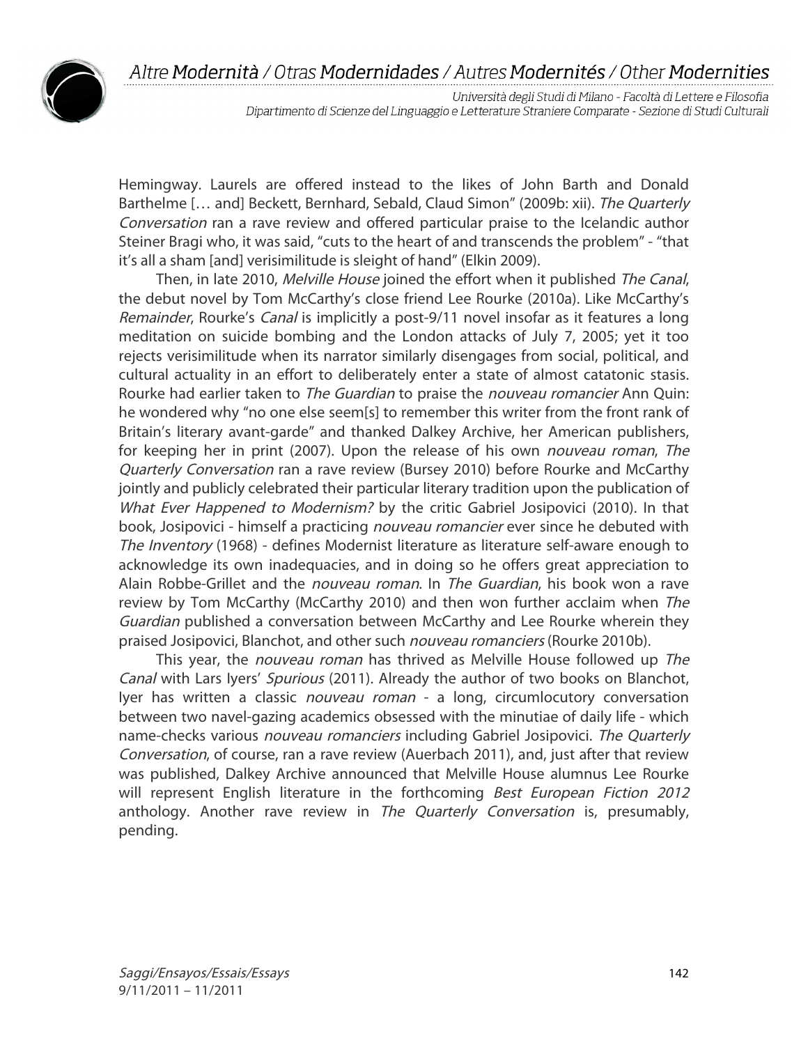Hemingway. Laurels are offered instead to the likes of John Barth and Donald Barthelme [… and] Beckett, Bernhard, Sebald, Claud Simon" (2009b: xii). *The Quarterly Conversation* ran a rave review and offered particular praise to the Icelandic author Steiner Bragi who, it was said, "cuts to the heart of and transcends the problem" - "that it's all a sham [and] verisimilitude is sleight of hand" (Elkin 2009).

Then, in late 2010, *Melville House* joined the effort when it published *The Canal*, the debut novel by Tom McCarthy's close friend Lee Rourke (2010a). Like McCarthy's *Remainder*, Rourke's *Canal* is implicitly a post-9/11 novel insofar as it features a long meditation on suicide bombing and the London attacks of July 7, 2005; yet it too rejects verisimilitude when its narrator similarly disengages from social, political, and cultural actuality in an effort to deliberately enter a state of almost catatonic stasis. Rourke had earlier taken to *The Guardian* to praise the *nouveau romancier* Ann Quin: he wondered why "no one else seem[s] to remember this writer from the front rank of Britain's literary avant-garde" and thanked Dalkey Archive, her American publishers, for keeping her in print (2007). Upon the release of his own *nouveau roman*, *The Quarterly Conversation* ran a rave review (Bursey 2010) before Rourke and McCarthy jointly and publicly celebrated their particular literary tradition upon the publication of *What Ever Happened to Modernism?* by the critic Gabriel Josipovici (2010). In that book, Josipovici - himself a practicing *nouveau romancier* ever since he debuted with *The Inventory* (1968) - defines Modernist literature as literature self-aware enough to acknowledge its own inadequacies, and in doing so he offers great appreciation to Alain Robbe-Grillet and the *nouveau roman*. In *The Guardian*, his book won a rave review by Tom McCarthy (McCarthy 2010) and then won further acclaim when *The Guardian* published a conversation between McCarthy and Lee Rourke wherein they praised Josipovici, Blanchot, and other such *nouveau romanciers* (Rourke 2010b).

This year, the *nouveau roman* has thrived as Melville House followed up *The Canal* with Lars Iyers' *Spurious* (2011). Already the author of two books on Blanchot, Iyer has written a classic *nouveau roman* - a long, circumlocutory conversation between two navel-gazing academics obsessed with the minutiae of daily life - which name-checks various *nouveau romanciers* including Gabriel Josipovici. *The Quarterly Conversation*, of course, ran a rave review (Auerbach 2011), and, just after that review was published, Dalkey Archive announced that Melville House alumnus Lee Rourke will represent English literature in the forthcoming *Best European Fiction 2012* anthology. Another rave review in *The Quarterly Conversation* is, presumably, pending.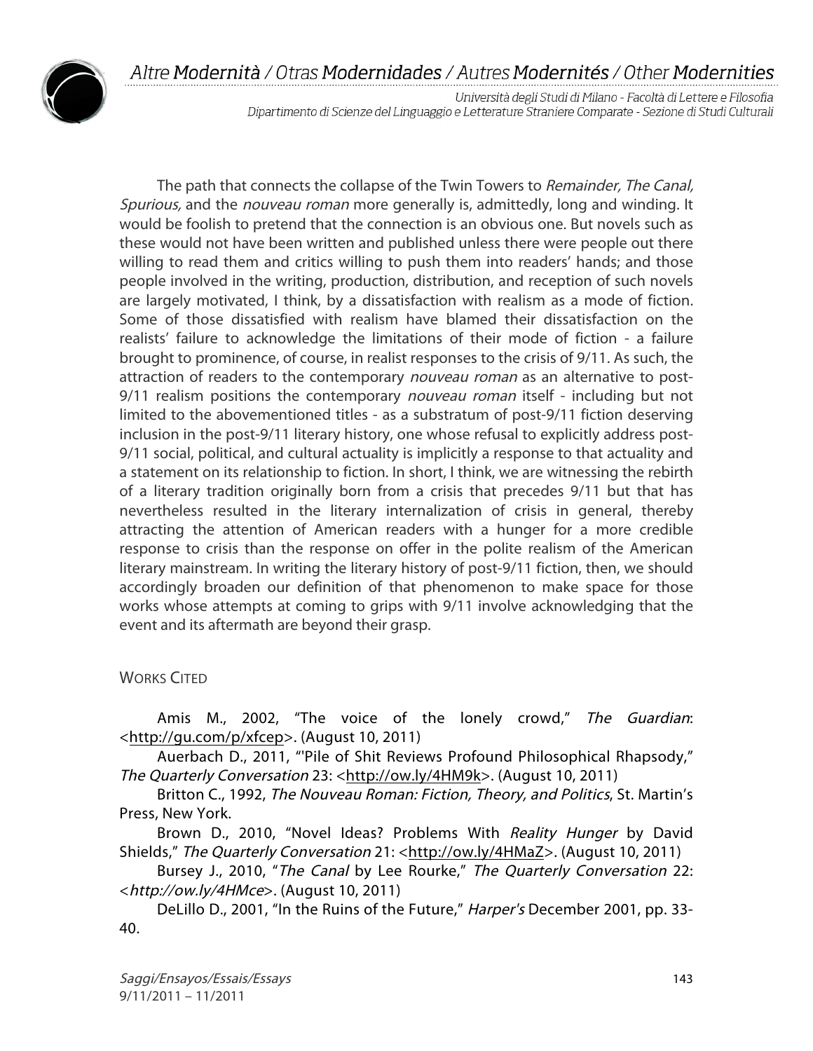The path that connects the collapse of the Twin Towers to *Remainder, The Canal, Spurious,* and the *nouveau roman* more generally is, admittedly, long and winding. It would be foolish to pretend that the connection is an obvious one. But novels such as these would not have been written and published unless there were people out there willing to read them and critics willing to push them into readers' hands; and those people involved in the writing, production, distribution, and reception of such novels are largely motivated, I think, by a dissatisfaction with realism as a mode of fiction. Some of those dissatisfied with realism have blamed their dissatisfaction on the realists' failure to acknowledge the limitations of their mode of fiction - a failure brought to prominence, of course, in realist responses to the crisis of 9/11. As such, the attraction of readers to the contemporary *nouveau roman* as an alternative to post-9/11 realism positions the contemporary *nouveau roman* itself - including but not limited to the abovementioned titles - as a substratum of post-9/11 fiction deserving inclusion in the post-9/11 literary history, one whose refusal to explicitly address post-9/11 social, political, and cultural actuality is implicitly a response to that actuality and a statement on its relationship to fiction. In short, I think, we are witnessing the rebirth of a literary tradition originally born from a crisis that precedes 9/11 but that has nevertheless resulted in the literary internalization of crisis in general, thereby attracting the attention of American readers with a hunger for a more credible response to crisis than the response on offer in the polite realism of the American literary mainstream. In writing the literary history of post-9/11 fiction, then, we should accordingly broaden our definition of that phenomenon to make space for those works whose attempts at coming to grips with 9/11 involve acknowledging that the event and its aftermath are beyond their grasp.

## Works Cited

Amis M., 2002, "The voice of the lonely crowd," *The Guardian*: <http://gu.com/p/xfcep>. (August 10, 2011)

Auerbach D., 2011, "'Pile of Shit Reviews Profound Philosophical Rhapsody," *The Quarterly Conversation* 23: <http://ow.ly/4HM9k>. (August 10, 2011)

Britton C., 1992, *The Nouveau Roman: Fiction, Theory, and Politics*, St. Martin's Press, New York.

Brown D., 2010, "Novel Ideas? Problems With *Reality Hunger* by David Shields," *The Quarterly Conversation* 21: <http://ow.ly/4HMaZ>. (August 10, 2011)

Bursey J., 2010, "*The Canal* by Lee Rourke," *The Quarterly Conversation* 22: <*http://ow.ly/4HMce*>. (August 10, 2011)

DeLillo D., 2001, "In the Ruins of the Future," *Harper's* December 2001, pp. 33-40.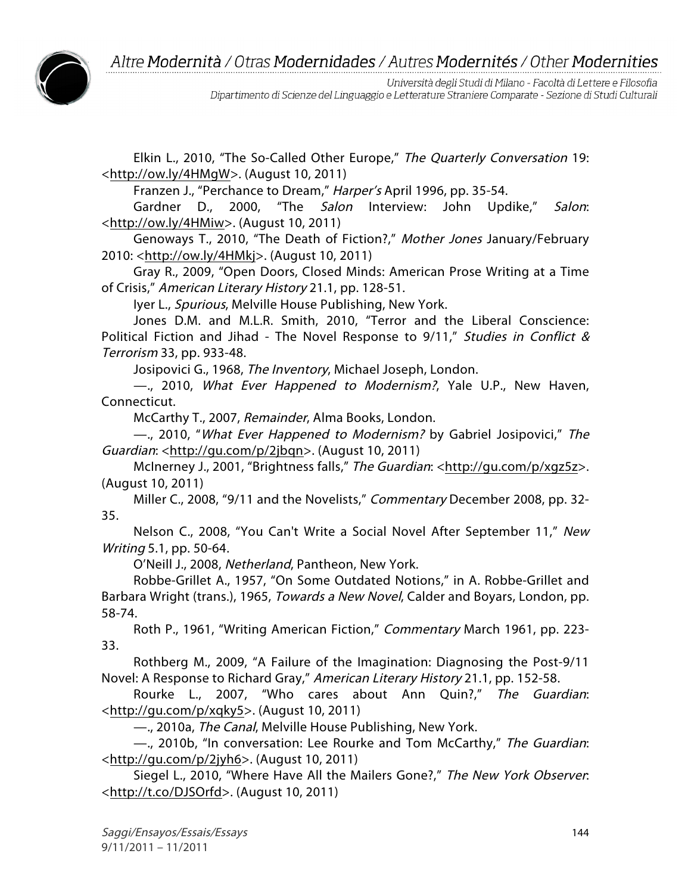Elkin L., 2010, "The So-Called Other Europe," *The Quarterly Conversation* 19: <http://ow.ly/4HMgW>. (August 10, 2011)

Franzen J., "Perchance to Dream," *Harper's* April 1996, pp. 35-54.

Gardner D., 2000, "The *Salon* Interview: John Updike," *Salon*: <http://ow.ly/4HMiw>. (August 10, 2011)

Genoways T., 2010, "The Death of Fiction?," *Mother Jones* January/February 2010: <http://ow.ly/4HMkj>. (August 10, 2011)

Gray R., 2009, "Open Doors, Closed Minds: American Prose Writing at a Time of Crisis," *American Literary History* 21.1, pp. 128-51.

Iyer L., *Spurious*, Melville House Publishing, New York.

Jones D.M. and M.L.R. Smith, 2010, "Terror and the Liberal Conscience: Political Fiction and Jihad - The Novel Response to 9/11," *Studies in Conflict & Terrorism* 33, pp. 933-48.

Josipovici G., 1968, *The Inventory*, Michael Joseph, London.

—., 2010, *What Ever Happened to Modernism?*, Yale U.P., New Haven, Connecticut.

McCarthy T., 2007, *Remainder*, Alma Books, London.

—., 2010, "*What Ever Happened to Modernism?* by Gabriel Josipovici," *The Guardian*: <http://gu.com/p/2jbqn>. (August 10, 2011)

McInerney J., 2001, "Brightness falls," *The Guardian*: <http://gu.com/p/xgz5z>. (August 10, 2011)

Miller C., 2008, "9/11 and the Novelists," *Commentary* December 2008, pp. 32-35.

Nelson C., 2008, "You Can't Write a Social Novel After September 11," *New Writing* 5.1, pp. 50-64.

O'Neill J., 2008, *Netherland*, Pantheon, New York.

Robbe-Grillet A., 1957, "On Some Outdated Notions," in A. Robbe-Grillet and Barbara Wright (trans.), 1965, *Towards a New Novel*, Calder and Boyars, London, pp. 58-74.

Roth P., 1961, "Writing American Fiction," *Commentary* March 1961, pp. 223-33.

Rothberg M., 2009, "A Failure of the Imagination: Diagnosing the Post-9/11 Novel: A Response to Richard Gray," *American Literary History* 21.1, pp. 152-58.

Rourke L., 2007, "Who cares about Ann Quin?," *The Guardian*: <http://gu.com/p/xqky5>. (August 10, 2011)

—., 2010a, *The Canal*, Melville House Publishing, New York.

—., 2010b, "In conversation: Lee Rourke and Tom McCarthy," *The Guardian*: <http://gu.com/p/2jyh6>. (August 10, 2011)

Siegel L., 2010, "Where Have All the Mailers Gone?," *The New York Observer*: <http://t.co/DJSOrfd>. (August 10, 2011)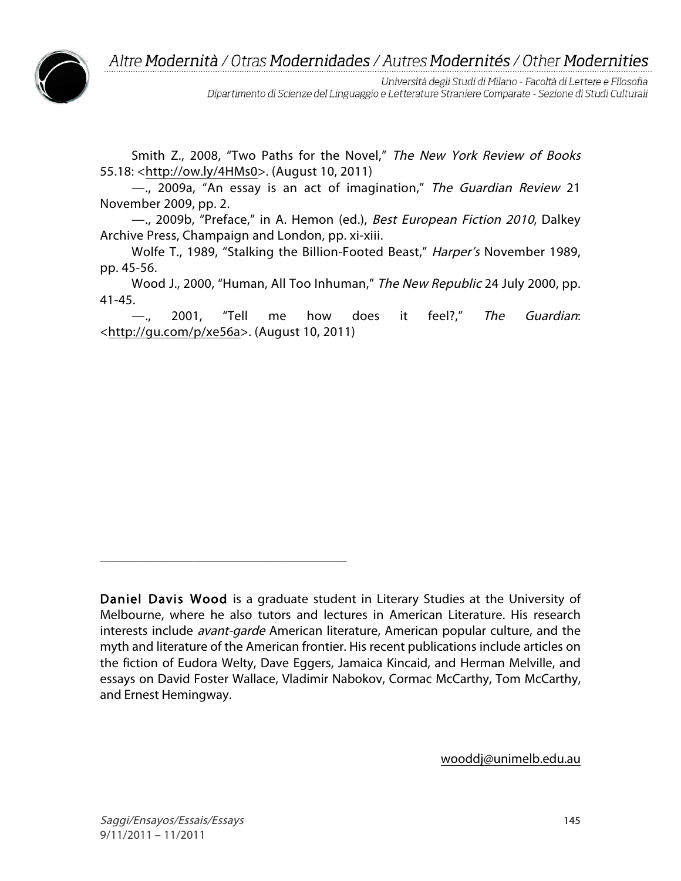Smith Z., 2008, "Two Paths for the Novel," *The New York Review of Books* 55.18: <http://ow.ly/4HMs0>. (August 10, 2011)

—., 2009a, "An essay is an act of imagination," *The Guardian Review* 21 November 2009, pp. 2.

—., 2009b, "Preface," in A. Hemon (ed.), *Best European Fiction 2010*, Dalkey Archive Press, Champaign and London, pp. xi-xiii.

Wolfe T., 1989, "Stalking the Billion-Footed Beast," *Harper's* November 1989, pp. 45-56.

Wood J., 2000, "Human, All Too Inhuman," *The New Republic* 24 July 2000, pp. 41-45.

—., 2001, "Tell me how does it feel?," *The Guardian*: <http://gu.com/p/xe56a>. (August 10, 2011)

---

**Daniel Davis Wood** is a graduate student in Literary Studies at the University of Melbourne, where he also tutors and lectures in American Literature. His research interests include *avant-garde* American literature, American popular culture, and the myth and literature of the American frontier. His recent publications include articles on the fiction of Eudora Welty, Dave Eggers, Jamaica Kincaid, and Herman Melville, and essays on David Foster Wallace, Vladimir Nabokov, Cormac McCarthy, Tom McCarthy, and Ernest Hemingway.

wooddj@unimelb.edu.au